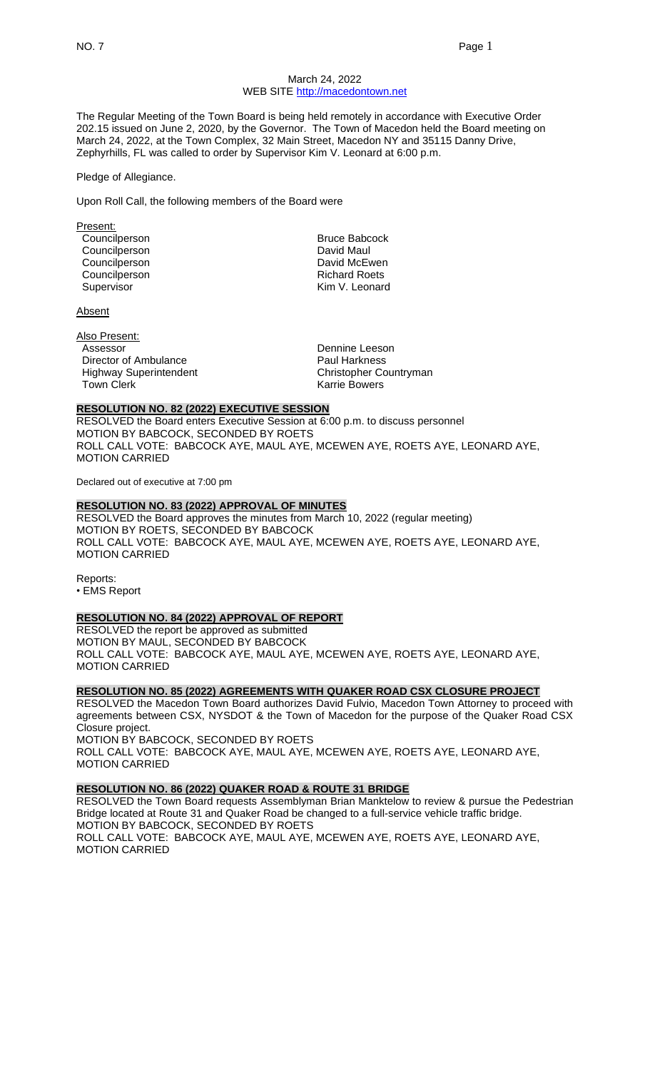March 24, 2022
WEB SITE http://macedontown.net

The Regular Meeting of the Town Board is being held remotely in accordance with Executive Order 202.15 issued on June 2, 2020, by the Governor. The Town of Macedon held the Board meeting on March 24, 2022, at the Town Complex, 32 Main Street, Macedon NY and 35115 Danny Drive, Zephyrhills, FL was called to order by Supervisor Kim V. Leonard at 6:00 p.m.

Pledge of Allegiance.

Upon Roll Call, the following members of the Board were

Present:

| | |
|---|---|
| Councilperson | Bruce Babcock |
| Councilperson | David Maul |
| Councilperson | David McEwen |
| Councilperson | Richard Roets |
| Supervisor | Kim V. Leonard |

Absent

Also Present:

| | |
|---|---|
| Assessor | Dennine Leeson |
| Director of Ambulance | Paul Harkness |
| Highway Superintendent | Christopher Countryman |
| Town Clerk | Karrie Bowers |

**RESOLUTION NO. 82 (2022) EXECUTIVE SESSION**
RESOLVED the Board enters Executive Session at 6:00 p.m. to discuss personnel
MOTION BY BABCOCK, SECONDED BY ROETS
ROLL CALL VOTE: BABCOCK AYE, MAUL AYE, MCEWEN AYE, ROETS AYE, LEONARD AYE, MOTION CARRIED

Declared out of executive at 7:00 pm

**RESOLUTION NO. 83 (2022) APPROVAL OF MINUTES**
RESOLVED the Board approves the minutes from March 10, 2022 (regular meeting)
MOTION BY ROETS, SECONDED BY BABCOCK
ROLL CALL VOTE: BABCOCK AYE, MAUL AYE, MCEWEN AYE, ROETS AYE, LEONARD AYE, MOTION CARRIED

Reports:
• EMS Report

**RESOLUTION NO. 84 (2022) APPROVAL OF REPORT**
RESOLVED the report be approved as submitted
MOTION BY MAUL, SECONDED BY BABCOCK
ROLL CALL VOTE: BABCOCK AYE, MAUL AYE, MCEWEN AYE, ROETS AYE, LEONARD AYE, MOTION CARRIED

**RESOLUTION NO. 85 (2022) AGREEMENTS WITH QUAKER ROAD CSX CLOSURE PROJECT**
RESOLVED the Macedon Town Board authorizes David Fulvio, Macedon Town Attorney to proceed with agreements between CSX, NYSDOT & the Town of Macedon for the purpose of the Quaker Road CSX Closure project.
MOTION BY BABCOCK, SECONDED BY ROETS
ROLL CALL VOTE: BABCOCK AYE, MAUL AYE, MCEWEN AYE, ROETS AYE, LEONARD AYE, MOTION CARRIED

**RESOLUTION NO. 86 (2022) QUAKER ROAD & ROUTE 31 BRIDGE**
RESOLVED the Town Board requests Assemblyman Brian Manktelow to review & pursue the Pedestrian Bridge located at Route 31 and Quaker Road be changed to a full-service vehicle traffic bridge.
MOTION BY BABCOCK, SECONDED BY ROETS
ROLL CALL VOTE: BABCOCK AYE, MAUL AYE, MCEWEN AYE, ROETS AYE, LEONARD AYE, MOTION CARRIED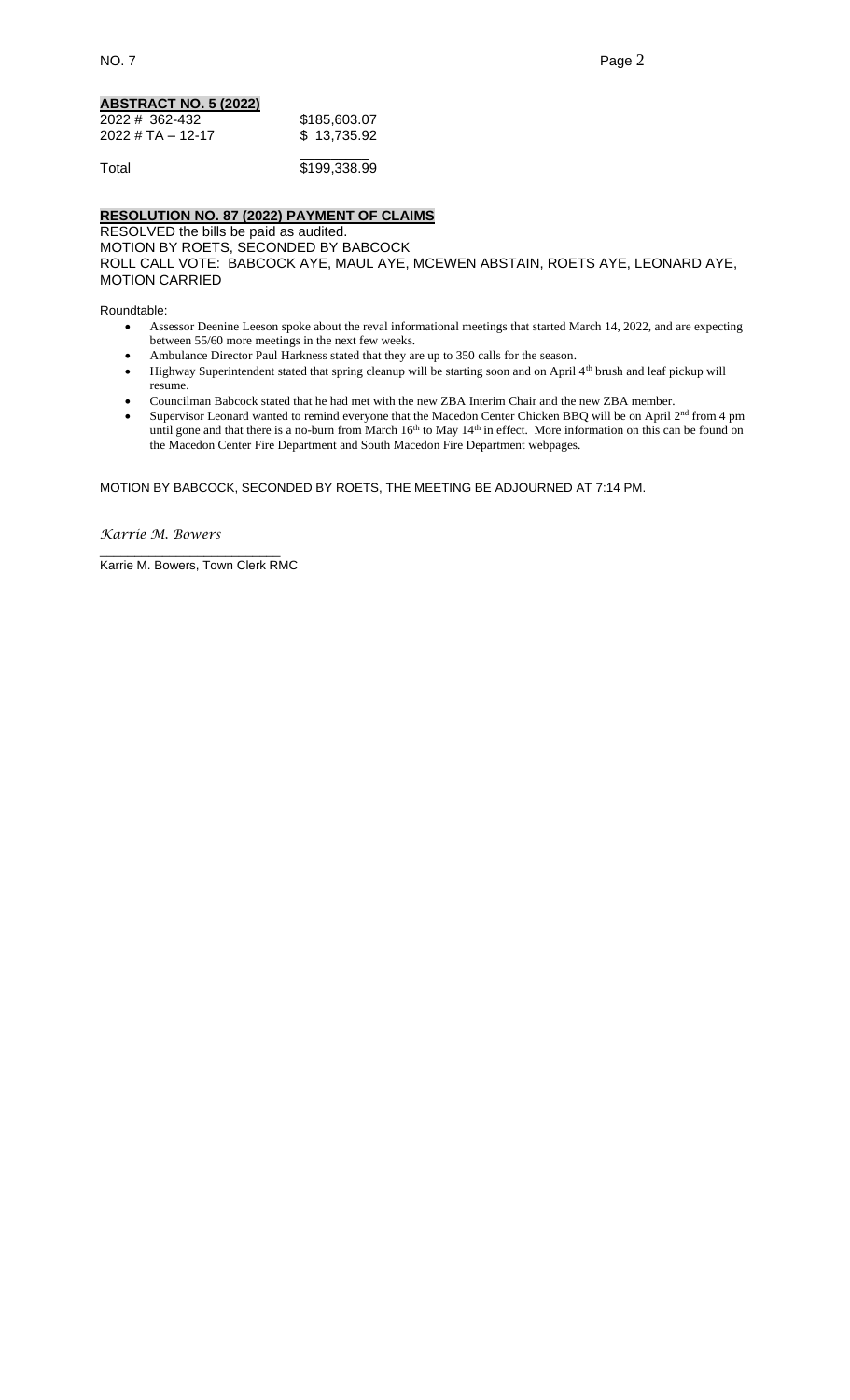## ABSTRACT NO. 5 (2022)

| | |
|---|---|
| 2022 # 362-432 | $185,603.07 |
| 2022 # TA – 12-17 | $ 13,735.92 |
| Total | $199,338.99 |

## RESOLUTION NO. 87 (2022) PAYMENT OF CLAIMS

RESOLVED the bills be paid as audited.
MOTION BY ROETS, SECONDED BY BABCOCK
ROLL CALL VOTE: BABCOCK AYE, MAUL AYE, MCEWEN ABSTAIN, ROETS AYE, LEONARD AYE, MOTION CARRIED

Roundtable:

- Assessor Deenine Leeson spoke about the reval informational meetings that started March 14, 2022, and are expecting between 55/60 more meetings in the next few weeks.
- Ambulance Director Paul Harkness stated that they are up to 350 calls for the season.
- Highway Superintendent stated that spring cleanup will be starting soon and on April 4th brush and leaf pickup will resume.
- Councilman Babcock stated that he had met with the new ZBA Interim Chair and the new ZBA member.
- Supervisor Leonard wanted to remind everyone that the Macedon Center Chicken BBQ will be on April 2nd from 4 pm until gone and that there is a no-burn from March 16th to May 14th in effect. More information on this can be found on the Macedon Center Fire Department and South Macedon Fire Department webpages.

MOTION BY BABCOCK, SECONDED BY ROETS, THE MEETING BE ADJOURNED AT 7:14 PM.

*Karrie M. Bowers*

Karrie M. Bowers, Town Clerk RMC